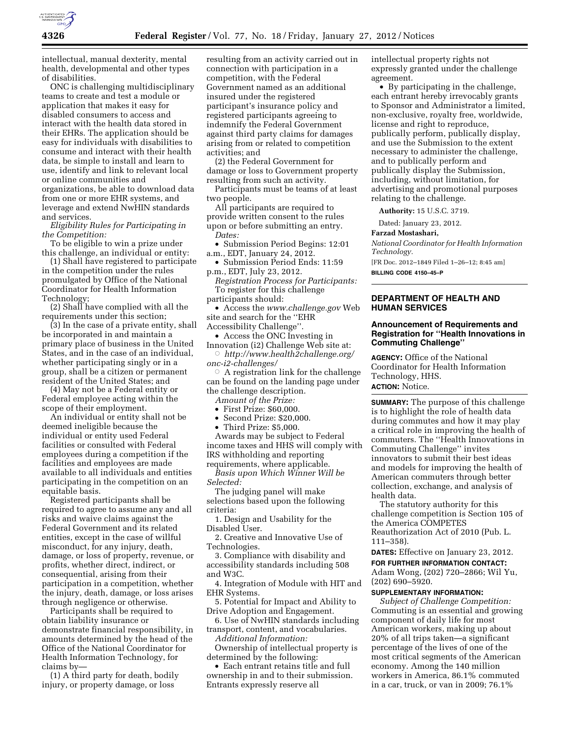intellectual, manual dexterity, mental health, developmental and other types of disabilities.

ONC is challenging multidisciplinary teams to create and test a module or application that makes it easy for disabled consumers to access and interact with the health data stored in their EHRs. The application should be easy for individuals with disabilities to consume and interact with their health data, be simple to install and learn to use, identify and link to relevant local or online communities and organizations, be able to download data from one or more EHR systems, and leverage and extend NwHIN standards and services.

*Eligibility Rules for Participating in the Competition:*

To be eligible to win a prize under this challenge, an individual or entity:

(1) Shall have registered to participate in the competition under the rules promulgated by Office of the National Coordinator for Health Information Technology;

(2) Shall have complied with all the requirements under this section;

(3) In the case of a private entity, shall be incorporated in and maintain a primary place of business in the United States, and in the case of an individual, whether participating singly or in a group, shall be a citizen or permanent resident of the United States; and

(4) May not be a Federal entity or Federal employee acting within the scope of their employment.

An individual or entity shall not be deemed ineligible because the individual or entity used Federal facilities or consulted with Federal employees during a competition if the facilities and employees are made available to all individuals and entities participating in the competition on an equitable basis.

Registered participants shall be required to agree to assume any and all risks and waive claims against the Federal Government and its related entities, except in the case of willful misconduct, for any injury, death, damage, or loss of property, revenue, or profits, whether direct, indirect, or consequential, arising from their participation in a competition, whether the injury, death, damage, or loss arises through negligence or otherwise.

Participants shall be required to obtain liability insurance or demonstrate financial responsibility, in amounts determined by the head of the Office of the National Coordinator for Health Information Technology, for claims by—

(1) A third party for death, bodily injury, or property damage, or loss resulting from an activity carried out in connection with participation in a competition, with the Federal Government named as an additional insured under the registered participant's insurance policy and registered participants agreeing to indemnify the Federal Government against third party claims for damages arising from or related to competition activities; and

(2) the Federal Government for damage or loss to Government property resulting from such an activity.

Participants must be teams of at least two people.

All participants are required to provide written consent to the rules upon or before submitting an entry.

*Dates:*

- Submission Period Begins: 12:01 a.m., EDT, January 24, 2012.
- Submission Period Ends: 11:59 p.m., EDT, July 23, 2012.

*Registration Process for Participants:*

To register for this challenge participants should:

- Access the *www.challenge.gov* Web site and search for the ''EHR Accessibility Challenge''.
- Access the ONC Investing in Innovation (i2) Challenge Web site at:
  - *http://www.health2challenge.org/onc-i2-challenges/*
  - A registration link for the challenge can be found on the landing page under the challenge description.

*Amount of the Prize:*

- First Prize: $60,000.
- Second Prize: $20,000.
- Third Prize: $5,000.

Awards may be subject to Federal income taxes and HHS will comply with IRS withholding and reporting requirements, where applicable.

*Basis upon Which Winner Will be Selected:*

The judging panel will make selections based upon the following criteria:

1. Design and Usability for the Disabled User.
2. Creative and Innovative Use of Technologies.
3. Compliance with disability and accessibility standards including 508 and W3C.
4. Integration of Module with HIT and EHR Systems.
5. Potential for Impact and Ability to Drive Adoption and Engagement.
6. Use of NwHIN standards including transport, content, and vocabularies.

*Additional Information:*

Ownership of intellectual property is determined by the following:

- Each entrant retains title and full ownership in and to their submission. Entrants expressly reserve all intellectual property rights not expressly granted under the challenge agreement.
- By participating in the challenge, each entrant hereby irrevocably grants to Sponsor and Administrator a limited, non-exclusive, royalty free, worldwide, license and right to reproduce, publically perform, publically display, and use the Submission to the extent necessary to administer the challenge, and to publically perform and publically display the Submission, including, without limitation, for advertising and promotional purposes relating to the challenge.

**Authority:** 15 U.S.C. 3719.

Dated: January 23, 2012.

**Farzad Mostashari,**

*National Coordinator for Health Information Technology.*

[FR Doc. 2012–1849 Filed 1–26–12; 8:45 am]

**BILLING CODE 4150–45–P**

## DEPARTMENT OF HEALTH AND HUMAN SERVICES

### Announcement of Requirements and Registration for ''Health Innovations in Commuting Challenge''

**AGENCY:** Office of the National Coordinator for Health Information Technology, HHS.

**ACTION:** Notice.

**SUMMARY:** The purpose of this challenge is to highlight the role of health data during commutes and how it may play a critical role in improving the health of commuters. The ''Health Innovations in Commuting Challenge'' invites innovators to submit their best ideas and models for improving the health of American commuters through better collection, exchange, and analysis of health data.

The statutory authority for this challenge competition is Section 105 of the America COMPETES Reauthorization Act of 2010 (Pub. L. 111–358).

**DATES:** Effective on January 23, 2012.

**FOR FURTHER INFORMATION CONTACT:** Adam Wong, (202) 720–2866; Wil Yu, (202) 690–5920.

**SUPPLEMENTARY INFORMATION:**

*Subject of Challenge Competition:* Commuting is an essential and growing component of daily life for most American workers, making up about 20% of all trips taken—a significant percentage of the lives of one of the most critical segments of the American economy. Among the 140 million workers in America, 86.1% commuted in a car, truck, or van in 2009; 76.1%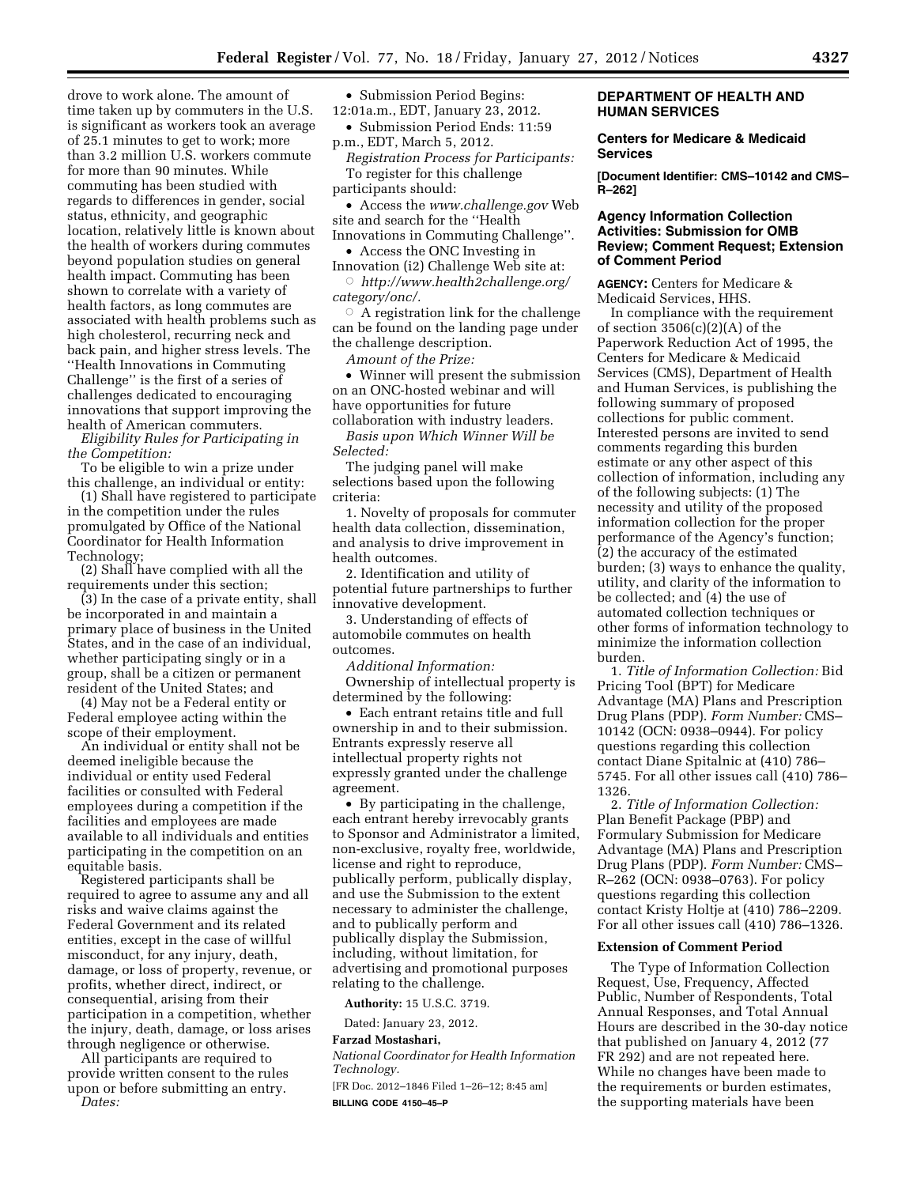drove to work alone. The amount of time taken up by commuters in the U.S. is significant as workers took an average of 25.1 minutes to get to work; more than 3.2 million U.S. workers commute for more than 90 minutes. While commuting has been studied with regards to differences in gender, social status, ethnicity, and geographic location, relatively little is known about the health of workers during commutes beyond population studies on general health impact. Commuting has been shown to correlate with a variety of health factors, as long commutes are associated with health problems such as high cholesterol, recurring neck and back pain, and higher stress levels. The ''Health Innovations in Commuting Challenge'' is the first of a series of challenges dedicated to encouraging innovations that support improving the health of American commuters.

*Eligibility Rules for Participating in the Competition:*

To be eligible to win a prize under this challenge, an individual or entity:

(1) Shall have registered to participate in the competition under the rules promulgated by Office of the National Coordinator for Health Information Technology;

(2) Shall have complied with all the requirements under this section;

(3) In the case of a private entity, shall be incorporated in and maintain a primary place of business in the United States, and in the case of an individual, whether participating singly or in a group, shall be a citizen or permanent resident of the United States; and

(4) May not be a Federal entity or Federal employee acting within the scope of their employment.

An individual or entity shall not be deemed ineligible because the individual or entity used Federal facilities or consulted with Federal employees during a competition if the facilities and employees are made available to all individuals and entities participating in the competition on an equitable basis.

Registered participants shall be required to agree to assume any and all risks and waive claims against the Federal Government and its related entities, except in the case of willful misconduct, for any injury, death, damage, or loss of property, revenue, or profits, whether direct, indirect, or consequential, arising from their participation in a competition, whether the injury, death, damage, or loss arises through negligence or otherwise.

All participants are required to provide written consent to the rules upon or before submitting an entry.

*Dates:*

- Submission Period Begins: 12:01a.m., EDT, January 23, 2012.
- Submission Period Ends: 11:59 p.m., EDT, March 5, 2012.

*Registration Process for Participants:*

To register for this challenge participants should:

- Access the *www.challenge.gov* Web site and search for the ''Health Innovations in Commuting Challenge''.
- Access the ONC Investing in Innovation (i2) Challenge Web site at:
  - *http://www.health2challenge.org/category/onc/.*
  - A registration link for the challenge can be found on the landing page under the challenge description.

*Amount of the Prize:*

- Winner will present the submission on an ONC-hosted webinar and will have opportunities for future collaboration with industry leaders.

*Basis upon Which Winner Will be Selected:*

The judging panel will make selections based upon the following criteria:

1. Novelty of proposals for commuter health data collection, dissemination, and analysis to drive improvement in health outcomes.
2. Identification and utility of potential future partnerships to further innovative development.
3. Understanding of effects of automobile commutes on health outcomes.

*Additional Information:*

Ownership of intellectual property is determined by the following:

- Each entrant retains title and full ownership in and to their submission. Entrants expressly reserve all intellectual property rights not expressly granted under the challenge agreement.
- By participating in the challenge, each entrant hereby irrevocably grants to Sponsor and Administrator a limited, non-exclusive, royalty free, worldwide, license and right to reproduce, publically perform, publically display, and use the Submission to the extent necessary to administer the challenge, and to publically perform and publically display the Submission, including, without limitation, for advertising and promotional purposes relating to the challenge.

**Authority:** 15 U.S.C. 3719.

Dated: January 23, 2012.

**Farzad Mostashari,**

*National Coordinator for Health Information Technology.*

[FR Doc. 2012–1846 Filed 1–26–12; 8:45 am]

**BILLING CODE 4150–45–P**

## DEPARTMENT OF HEALTH AND HUMAN SERVICES

### Centers for Medicare & Medicaid Services

**[Document Identifier: CMS–10142 and CMS–R–262]**

### Agency Information Collection Activities: Submission for OMB Review; Comment Request; Extension of Comment Period

**AGENCY:** Centers for Medicare & Medicaid Services, HHS.

In compliance with the requirement of section 3506(c)(2)(A) of the Paperwork Reduction Act of 1995, the Centers for Medicare & Medicaid Services (CMS), Department of Health and Human Services, is publishing the following summary of proposed collections for public comment. Interested persons are invited to send comments regarding this burden estimate or any other aspect of this collection of information, including any of the following subjects: (1) The necessity and utility of the proposed information collection for the proper performance of the Agency's function; (2) the accuracy of the estimated burden; (3) ways to enhance the quality, utility, and clarity of the information to be collected; and (4) the use of automated collection techniques or other forms of information technology to minimize the information collection burden.

1. *Title of Information Collection:* Bid Pricing Tool (BPT) for Medicare Advantage (MA) Plans and Prescription Drug Plans (PDP). *Form Number:* CMS–10142 (OCN: 0938–0944). For policy questions regarding this collection contact Diane Spitalnic at (410) 786–5745. For all other issues call (410) 786–1326.

2. *Title of Information Collection:* Plan Benefit Package (PBP) and Formulary Submission for Medicare Advantage (MA) Plans and Prescription Drug Plans (PDP). *Form Number:* CMS–R–262 (OCN: 0938–0763). For policy questions regarding this collection contact Kristy Holtje at (410) 786–2209. For all other issues call (410) 786–1326.

#### Extension of Comment Period

The Type of Information Collection Request, Use, Frequency, Affected Public, Number of Respondents, Total Annual Responses, and Total Annual Hours are described in the 30-day notice that published on January 4, 2012 (77 FR 292) and are not repeated here. While no changes have been made to the requirements or burden estimates, the supporting materials have been